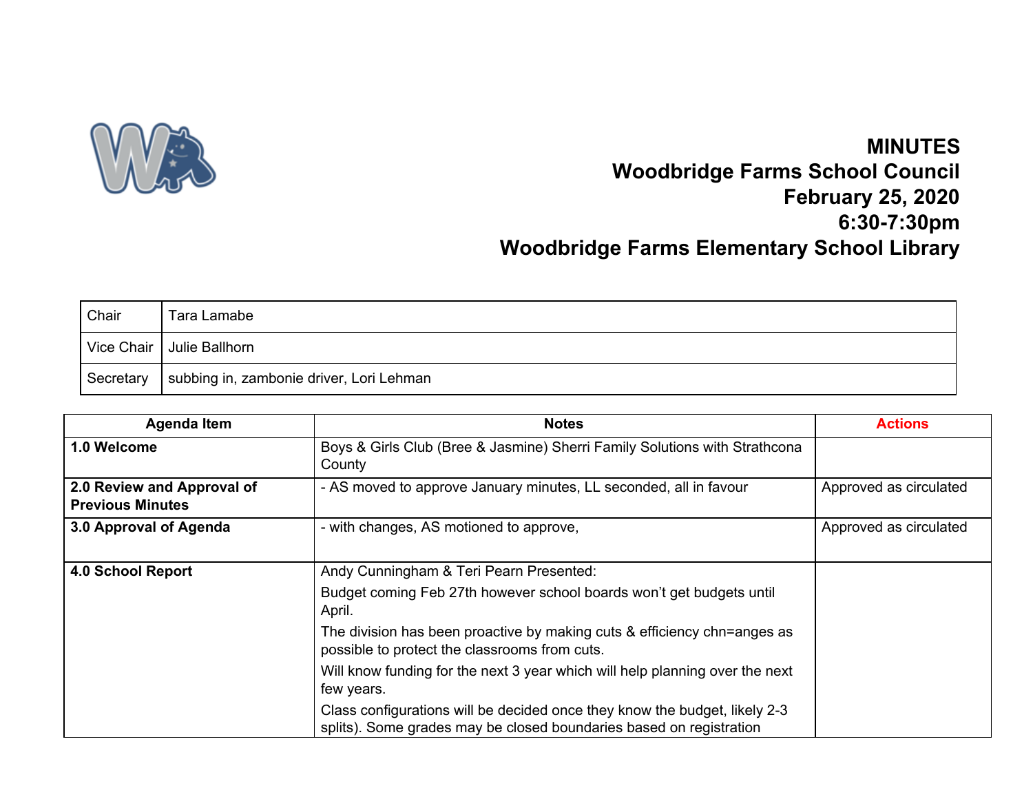# MINUTES
# Woodbridge Farms School Council
# February 25, 2020
# 6:30-7:30pm
# Woodbridge Farms Elementary School Library

| | |
|---|---|
| Chair | Tara Lamabe |
| Vice Chair | Julie Ballhorn |
| Secretary | subbing in, zambonie driver, Lori Lehman |

| Agenda Item | Notes | Actions |
|---|---|---|
| **1.0 Welcome** | Boys & Girls Club (Bree & Jasmine) Sherri Family Solutions with Strathcona County | |
| **2.0 Review and Approval of Previous Minutes** | - AS moved to approve January minutes, LL seconded, all in favour | Approved as circulated |
| **3.0 Approval of Agenda** | - with changes, AS motioned to approve, | Approved as circulated |
| **4.0 School Report** | Andy Cunningham & Teri Pearn Presented:<br>Budget coming Feb 27th however school boards won't get budgets until April.<br>The division has been proactive by making cuts & efficiency chn=anges as possible to protect the classrooms from cuts.<br>Will know funding for the next 3 year which will help planning over the next few years.<br>Class configurations will be decided once they know the budget, likely 2-3 splits). Some grades may be closed boundaries based on registration | |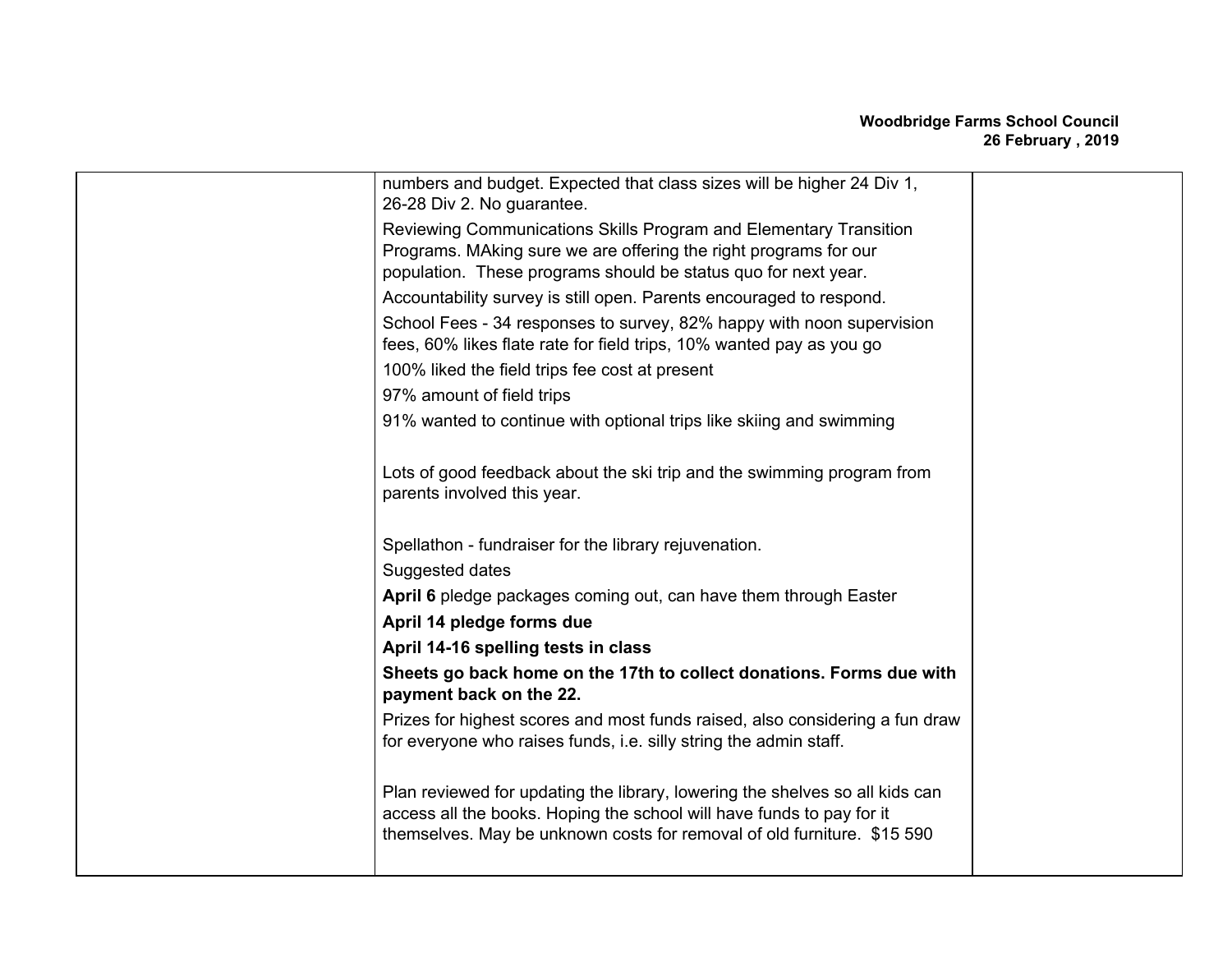| | | |
|---|---|---|
| | numbers and budget. Expected that class sizes will be higher 24 Div 1, 26-28 Div 2. No guarantee.<br><br>Reviewing Communications Skills Program and Elementary Transition Programs. MAking sure we are offering the right programs for our population. These programs should be status quo for next year.<br><br>Accountability survey is still open. Parents encouraged to respond.<br><br>School Fees - 34 responses to survey, 82% happy with noon supervision fees, 60% likes flate rate for field trips, 10% wanted pay as you go<br><br>100% liked the field trips fee cost at present<br><br>97% amount of field trips<br><br>91% wanted to continue with optional trips like skiing and swimming<br><br>Lots of good feedback about the ski trip and the swimming program from parents involved this year.<br><br>Spellathon - fundraiser for the library rejuvenation.<br><br>Suggested dates<br><br>**April 6** pledge packages coming out, can have them through Easter<br><br>**April 14 pledge forms due**<br><br>**April 14-16 spelling tests in class**<br><br>**Sheets go back home on the 17th to collect donations. Forms due with payment back on the 22.**<br><br>Prizes for highest scores and most funds raised, also considering a fun draw for everyone who raises funds, i.e. silly string the admin staff.<br><br>Plan reviewed for updating the library, lowering the shelves so all kids can access all the books. Hoping the school will have funds to pay for it themselves. May be unknown costs for removal of old furniture. $15 590 | |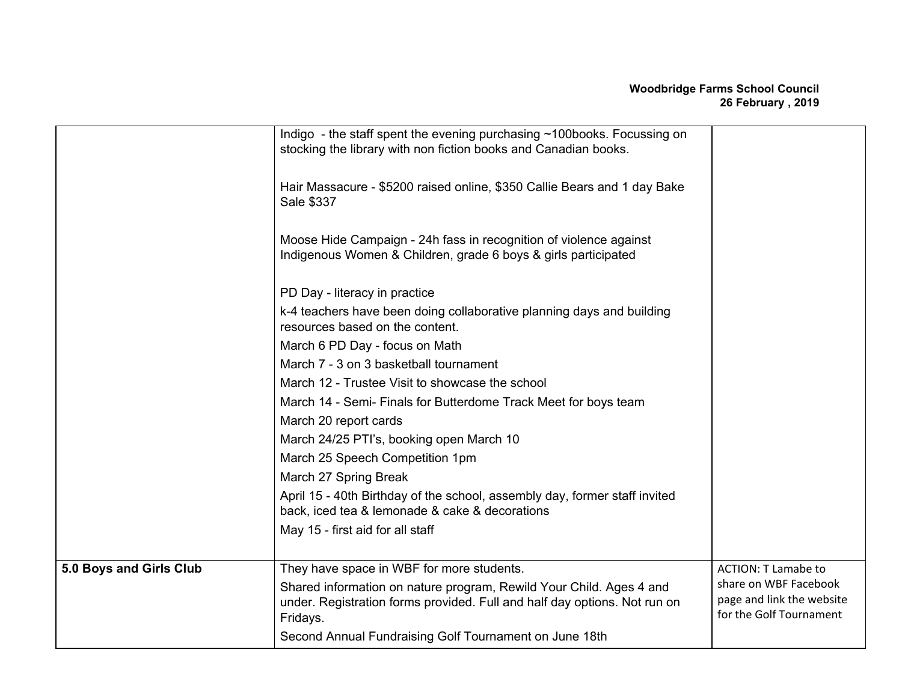| | | |
|---|---|---|
| | Indigo - the staff spent the evening purchasing ~100books. Focussing on stocking the library with non fiction books and Canadian books.<br><br>Hair Massacure - $5200 raised online, $350 Callie Bears and 1 day Bake Sale $337<br><br>Moose Hide Campaign - 24h fass in recognition of violence against Indigenous Women & Children, grade 6 boys & girls participated<br><br>PD Day - literacy in practice<br>k-4 teachers have been doing collaborative planning days and building resources based on the content.<br>March 6 PD Day - focus on Math<br>March 7 - 3 on 3 basketball tournament<br>March 12 - Trustee Visit to showcase the school<br>March 14 - Semi- Finals for Butterdome Track Meet for boys team<br>March 20 report cards<br>March 24/25 PTI's, booking open March 10<br>March 25 Speech Competition 1pm<br>March 27 Spring Break<br>April 15 - 40th Birthday of the school, assembly day, former staff invited back, iced tea & lemonade & cake & decorations<br>May 15 - first aid for all staff | |
| **5.0 Boys and Girls Club** | They have space in WBF for more students.<br>Shared information on nature program, Rewild Your Child. Ages 4 and under. Registration forms provided. Full and half day options. Not run on Fridays.<br>Second Annual Fundraising Golf Tournament on June 18th | ACTION: T Lamabe to share on WBF Facebook page and link the website for the Golf Tournament |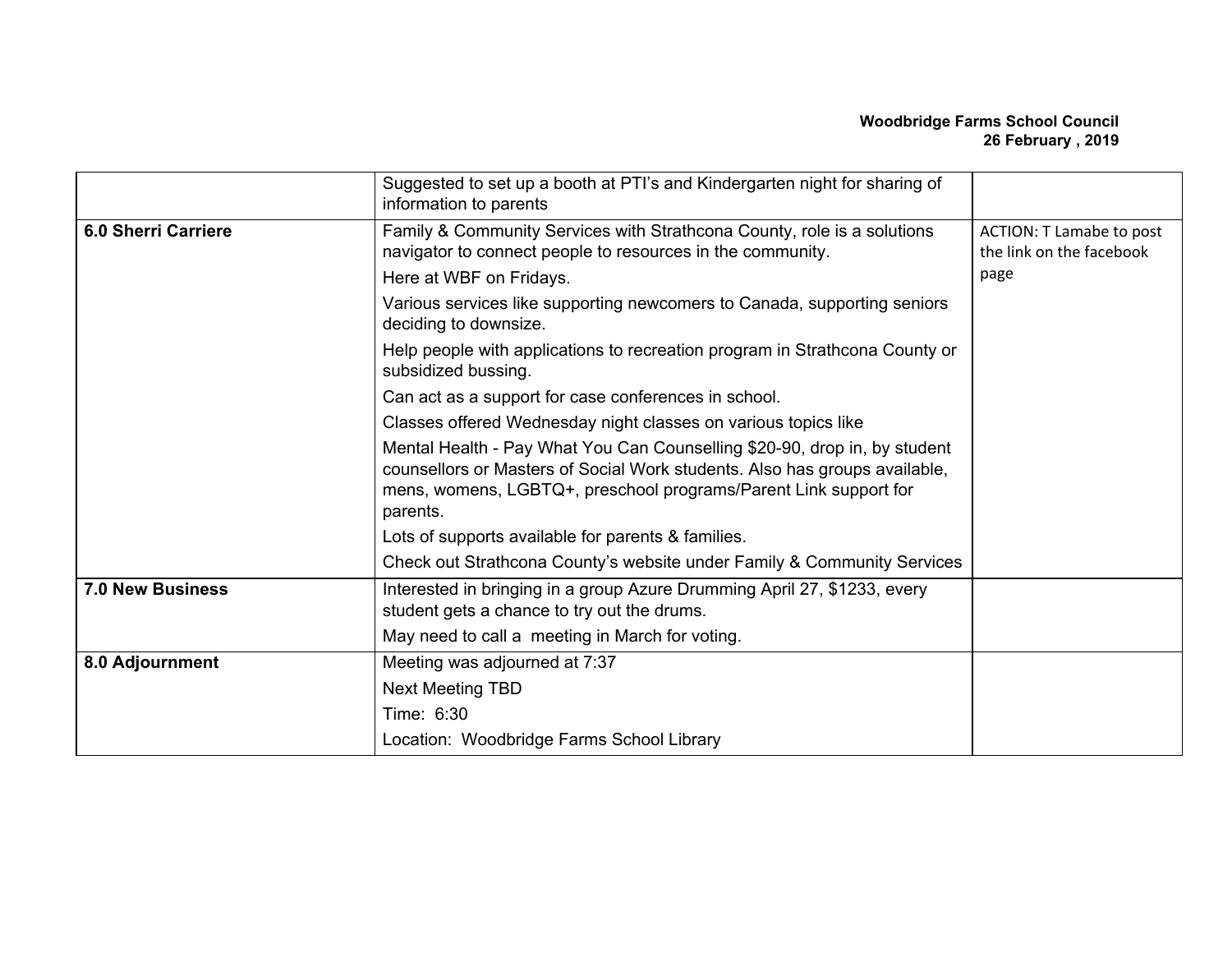| | | |
|---|---|---|
| | Suggested to set up a booth at PTI's and Kindergarten night for sharing of information to parents | |
| **6.0 Sherri Carriere** | Family & Community Services with Strathcona County, role is a solutions navigator to connect people to resources in the community.<br>Here at WBF on Fridays.<br>Various services like supporting newcomers to Canada, supporting seniors deciding to downsize.<br>Help people with applications to recreation program in Strathcona County or subsidized bussing.<br>Can act as a support for case conferences in school.<br>Classes offered Wednesday night classes on various topics like<br>Mental Health - Pay What You Can Counselling $20-90, drop in, by student counsellors or Masters of Social Work students. Also has groups available, mens, womens, LGBTQ+, preschool programs/Parent Link support for parents.<br>Lots of supports available for parents & families.<br>Check out Strathcona County's website under Family & Community Services | ACTION: T Lamabe to post the link on the facebook page |
| **7.0 New Business** | Interested in bringing in a group Azure Drumming April 27, $1233, every student gets a chance to try out the drums.<br>May need to call a meeting in March for voting. | |
| **8.0 Adjournment** | Meeting was adjourned at 7:37<br>Next Meeting TBD<br>Time: 6:30<br>Location: Woodbridge Farms School Library | |